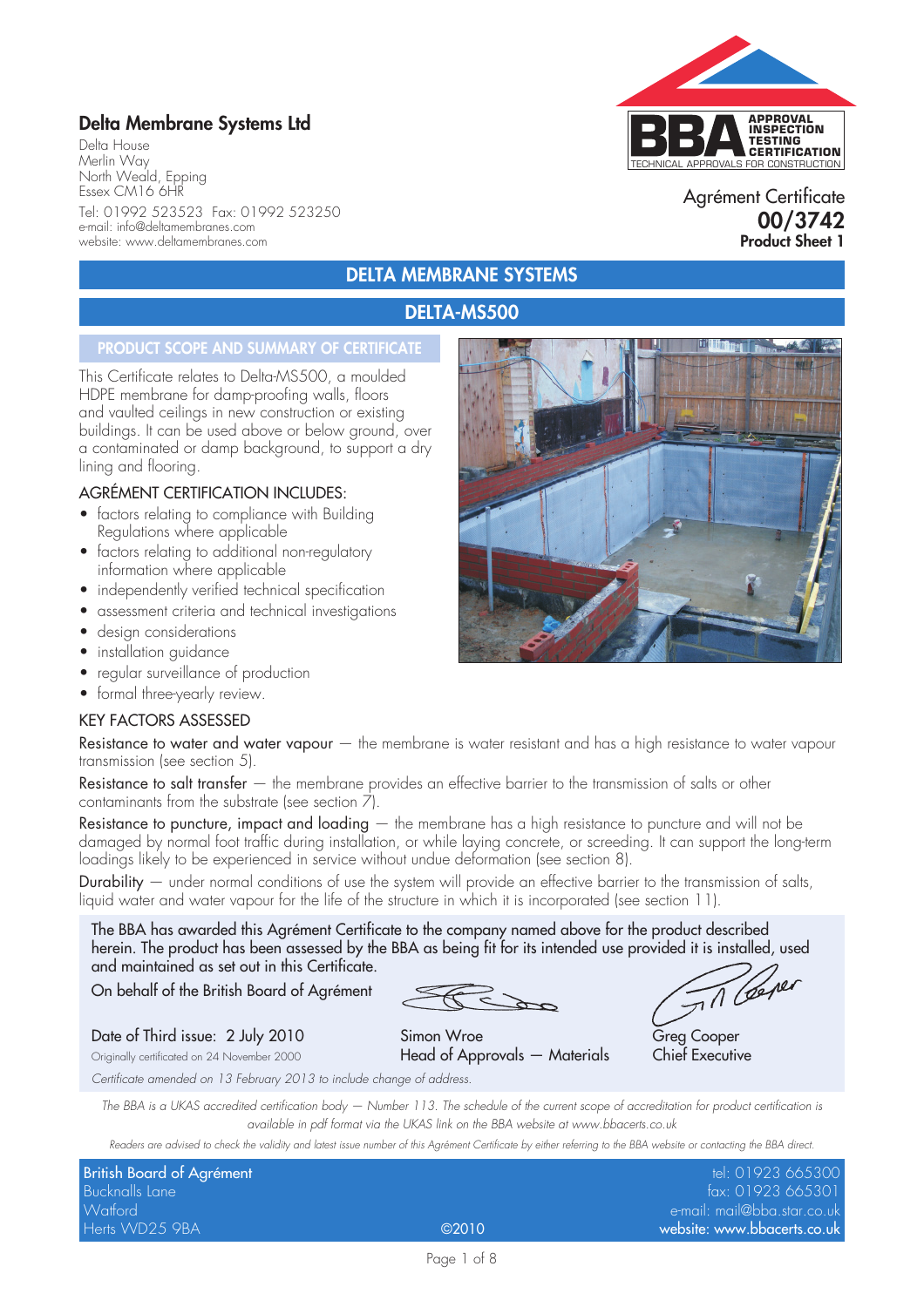# Delta Membrane Systems Ltd

Delta House
Merlin Way
North Weald, Epping
Essex CM16 6HR

Tel: 01992 523523 Fax: 01992 523250
e-mail: info@deltamembranes.com
website: www.deltamembranes.com

APPROVAL INSPECTION TESTING CERTIFICATION
TECHNICAL APPROVALS FOR CONSTRUCTION

Agrément Certificate
**00/3742**
**Product Sheet 1**

## DELTA MEMBRANE SYSTEMS

## DELTA-MS500

### PRODUCT SCOPE AND SUMMARY OF CERTIFICATE

This Certificate relates to Delta-MS500, a moulded HDPE membrane for damp-proofing walls, floors and vaulted ceilings in new construction or existing buildings. It can be used above or below ground, over a contaminated or damp background, to support a dry lining and flooring.

### AGRÉMENT CERTIFICATION INCLUDES:

- factors relating to compliance with Building Regulations where applicable
- factors relating to additional non-regulatory information where applicable
- independently verified technical specification
- assessment criteria and technical investigations
- design considerations
- installation guidance
- regular surveillance of production
- formal three-yearly review.

### KEY FACTORS ASSESSED

Resistance to water and water vapour — the membrane is water resistant and has a high resistance to water vapour transmission (see section 5).

Resistance to salt transfer — the membrane provides an effective barrier to the transmission of salts or other contaminants from the substrate (see section 7).

Resistance to puncture, impact and loading — the membrane has a high resistance to puncture and will not be damaged by normal foot traffic during installation, or while laying concrete, or screeding. It can support the long-term loadings likely to be experienced in service without undue deformation (see section 8).

Durability — under normal conditions of use the system will provide an effective barrier to the transmission of salts, liquid water and water vapour for the life of the structure in which it is incorporated (see section 11).

The BBA has awarded this Agrément Certificate to the company named above for the product described herein. The product has been assessed by the BBA as being fit for its intended use provided it is installed, used and maintained as set out in this Certificate.

On behalf of the British Board of Agrément

Date of Third issue: 2 July 2010
Originally certificated on 24 November 2000

Simon Wroe
Head of Approvals — Materials

Greg Cooper
Chief Executive

*Certificate amended on 13 February 2013 to include change of address.*

*The BBA is a UKAS accredited certification body — Number 113. The schedule of the current scope of accreditation for product certification is available in pdf format via the UKAS link on the BBA website at www.bbacerts.co.uk*

*Readers are advised to check the validity and latest issue number of this Agrément Certificate by either referring to the BBA website or contacting the BBA direct.*

British Board of Agrément
Bucknalls Lane
Watford
Herts WD25 9BA

©2010

tel: 01923 665300
fax: 01923 665301
e-mail: mail@bba.star.co.uk
website: www.bbacerts.co.uk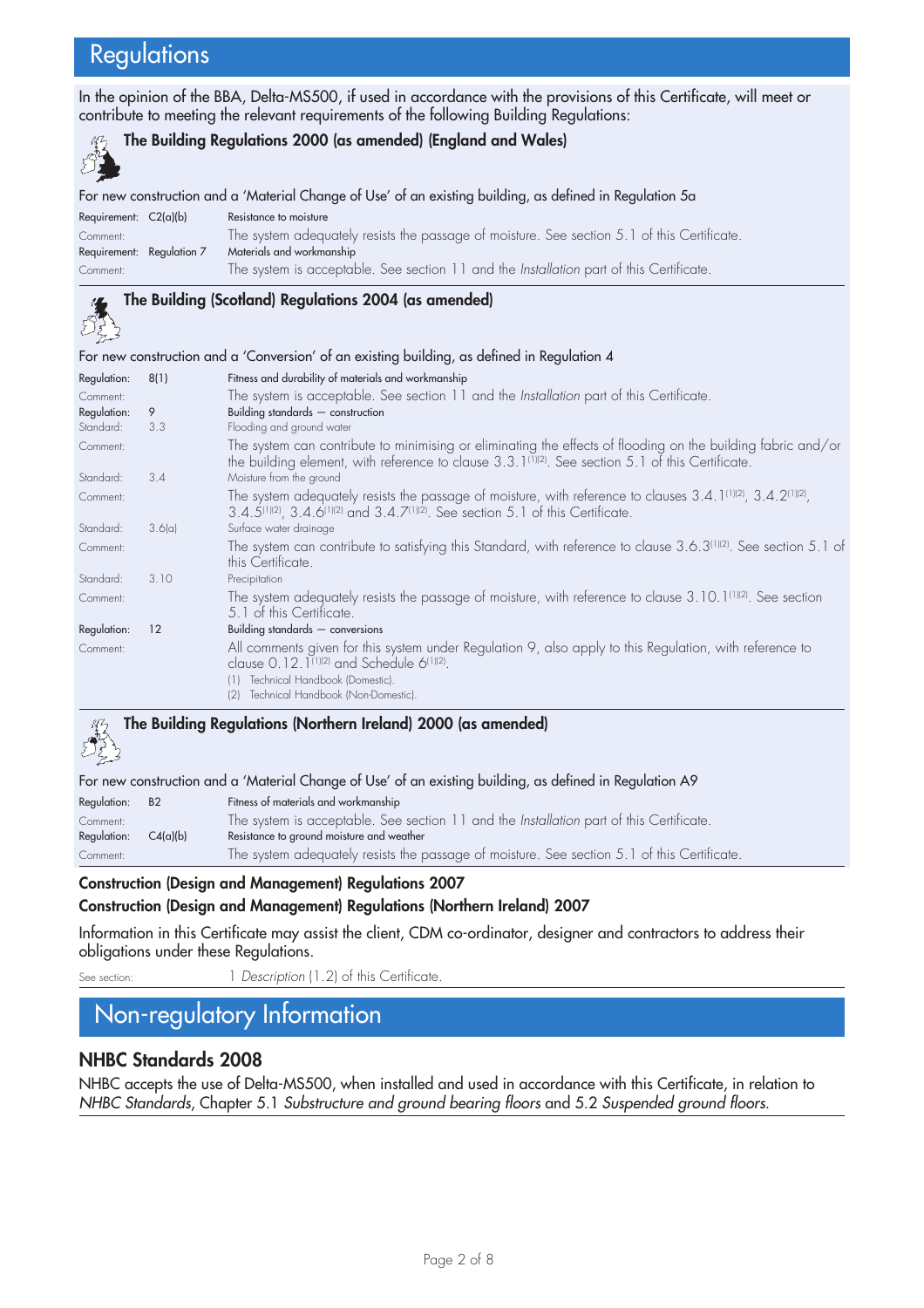# Regulations

In the opinion of the BBA, Delta-MS500, if used in accordance with the provisions of this Certificate, will meet or contribute to meeting the relevant requirements of the following Building Regulations:

### The Building Regulations 2000 (as amended) (England and Wales)

For new construction and a 'Material Change of Use' of an existing building, as defined in Regulation 5a

| | | |
|---|---|---|
| Requirement: | C2(a)(b) | Resistance to moisture |
| Comment: | | The system adequately resists the passage of moisture. See section 5.1 of this Certificate. |
| Requirement: | Regulation 7 | Materials and workmanship |
| Comment: | | The system is acceptable. See section 11 and the *Installation* part of this Certificate. |

### The Building (Scotland) Regulations 2004 (as amended)

For new construction and a 'Conversion' of an existing building, as defined in Regulation 4

| | | |
|---|---|---|
| Regulation: | 8(1) | Fitness and durability of materials and workmanship |
| Comment: | | The system is acceptable. See section 11 and the *Installation* part of this Certificate. |
| Regulation: | 9 | Building standards — construction |
| Standard: | 3.3 | Flooding and ground water |
| Comment: | | The system can contribute to minimising or eliminating the effects of flooding on the building fabric and/or the building element, with reference to clause 3.3.1(1)(2). See section 5.1 of this Certificate. |
| Standard: | 3.4 | Moisture from the ground |
| Comment: | | The system adequately resists the passage of moisture, with reference to clauses 3.4.1(1)(2), 3.4.2(1)(2), 3.4.5(1)(2), 3.4.6(1)(2) and 3.4.7(1)(2). See section 5.1 of this Certificate. |
| Standard: | 3.6(a) | Surface water drainage |
| Comment: | | The system can contribute to satisfying this Standard, with reference to clause 3.6.3(1)(2). See section 5.1 of this Certificate. |
| Standard: | 3.10 | Precipitation |
| Comment: | | The system adequately resists the passage of moisture, with reference to clause 3.10.1(1)(2). See section 5.1 of this Certificate. |
| Regulation: | 12 | Building standards — conversions |
| Comment: | | All comments given for this system under Regulation 9, also apply to this Regulation, with reference to clause 0.12.1(1)(2) and Schedule 6(1)(2). |

(1) Technical Handbook (Domestic).
(2) Technical Handbook (Non-Domestic).

### The Building Regulations (Northern Ireland) 2000 (as amended)

For new construction and a 'Material Change of Use' of an existing building, as defined in Regulation A9

| | | |
|---|---|---|
| Regulation: | B2 | Fitness of materials and workmanship |
| Comment: | | The system is acceptable. See section 11 and the *Installation* part of this Certificate. |
| Regulation: | C4(a)(b) | Resistance to ground moisture and weather |
| Comment: | | The system adequately resists the passage of moisture. See section 5.1 of this Certificate. |

**Construction (Design and Management) Regulations 2007**

**Construction (Design and Management) Regulations (Northern Ireland) 2007**

Information in this Certificate may assist the client, CDM co-ordinator, designer and contractors to address their obligations under these Regulations.

See section: 1 *Description* (1.2) of this Certificate.

# Non-regulatory Information

## NHBC Standards 2008

NHBC accepts the use of Delta-MS500, when installed and used in accordance with this Certificate, in relation to *NHBC Standards*, Chapter 5.1 *Substructure and ground bearing floors* and 5.2 *Suspended ground floors.*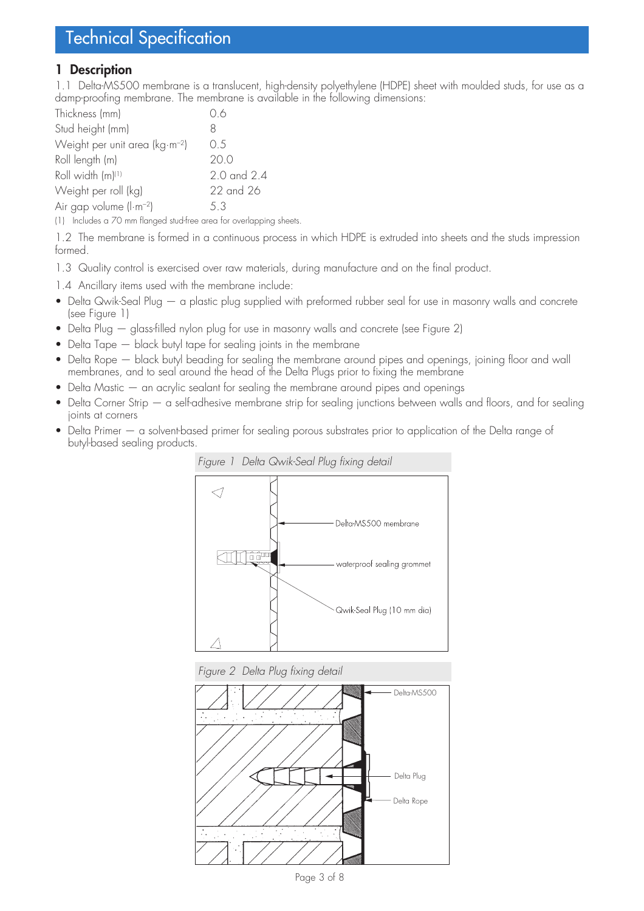# Technical Specification

## 1 Description

1.1 Delta-MS500 membrane is a translucent, high-density polyethylene (HDPE) sheet with moulded studs, for use as a damp-proofing membrane. The membrane is available in the following dimensions:

| | |
|---|---|
| Thickness (mm) | 0.6 |
| Stud height (mm) | 8 |
| Weight per unit area ($kg{\cdot}m^{-2}$) | 0.5 |
| Roll length (m) | 20.0 |
| Roll width (m)[1] | 2.0 and 2.4 |
| Weight per roll (kg) | 22 and 26 |
| Air gap volume ($l{\cdot}m^{-2}$) | 5.3 |

(1) Includes a 70 mm flanged stud-free area for overlapping sheets.

1.2 The membrane is formed in a continuous process in which HDPE is extruded into sheets and the studs impression formed.

1.3 Quality control is exercised over raw materials, during manufacture and on the final product.

1.4 Ancillary items used with the membrane include:

- Delta Qwik-Seal Plug — a plastic plug supplied with preformed rubber seal for use in masonry walls and concrete (see Figure 1)
- Delta Plug — glass-filled nylon plug for use in masonry walls and concrete (see Figure 2)
- Delta Tape — black butyl tape for sealing joints in the membrane
- Delta Rope — black butyl beading for sealing the membrane around pipes and openings, joining floor and wall membranes, and to seal around the head of the Delta Plugs prior to fixing the membrane
- Delta Mastic — an acrylic sealant for sealing the membrane around pipes and openings
- Delta Corner Strip — a self-adhesive membrane strip for sealing junctions between walls and floors, and for sealing joints at corners
- Delta Primer — a solvent-based primer for sealing porous substrates prior to application of the Delta range of butyl-based sealing products.

*Figure 1 Delta Qwik-Seal Plug fixing detail*

Delta-MS500 membrane

waterproof sealing grommet

Qwik-Seal Plug (10 mm dia)

*Figure 2 Delta Plug fixing detail*

Delta-MS500

Delta Plug

Delta Rope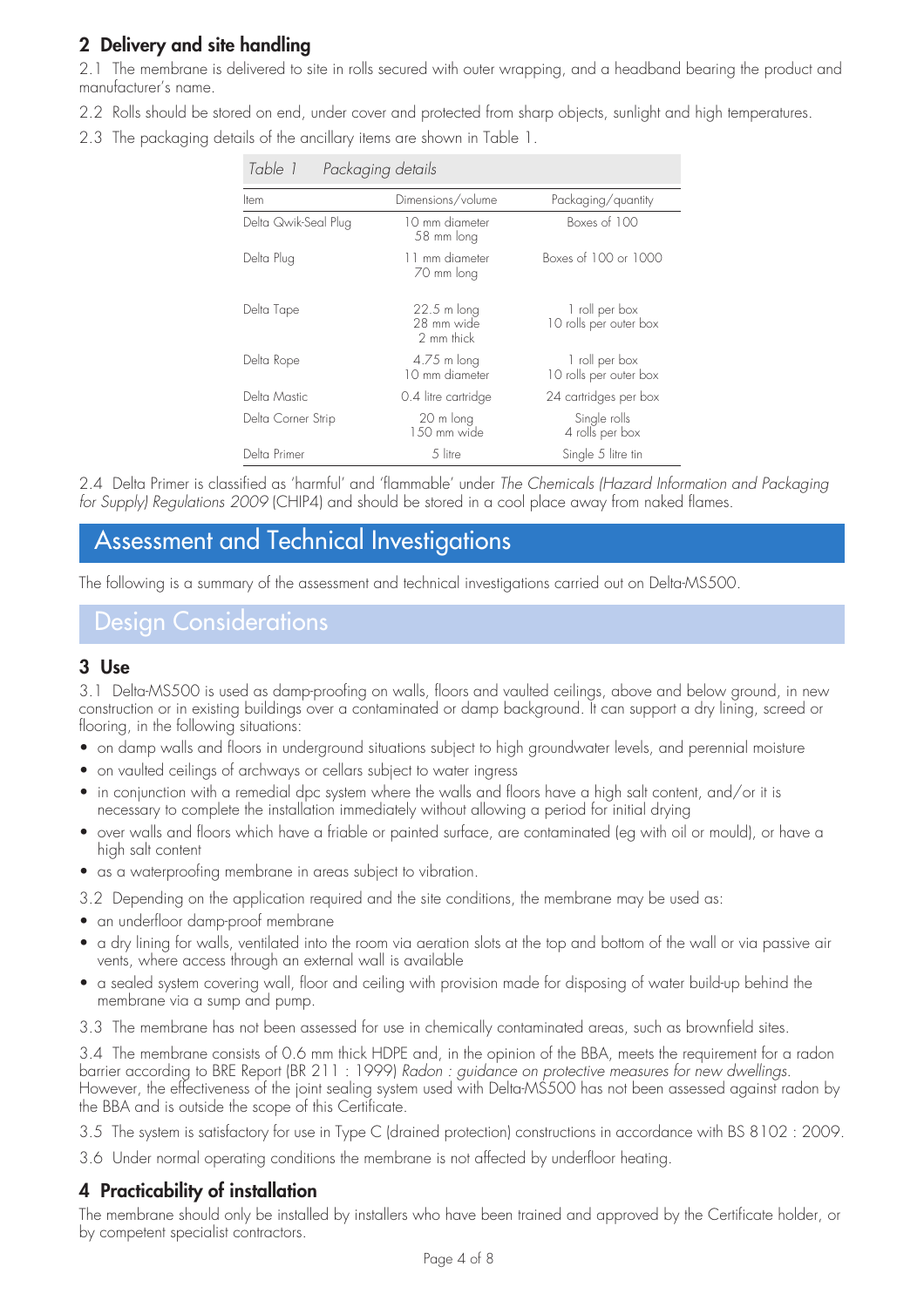## 2 Delivery and site handling

2.1 The membrane is delivered to site in rolls secured with outer wrapping, and a headband bearing the product and manufacturer's name.

2.2 Rolls should be stored on end, under cover and protected from sharp objects, sunlight and high temperatures.

2.3 The packaging details of the ancillary items are shown in Table 1.

*Table 1 Packaging details*

| Item | Dimensions/volume | Packaging/quantity |
|---|---|---|
| Delta Qwik-Seal Plug | 10 mm diameter 58 mm long | Boxes of 100 |
| Delta Plug | 11 mm diameter 70 mm long | Boxes of 100 or 1000 |
| Delta Tape | 22.5 m long 28 mm wide 2 mm thick | 1 roll per box 10 rolls per outer box |
| Delta Rope | 4.75 m long 10 mm diameter | 1 roll per box 10 rolls per outer box |
| Delta Mastic | 0.4 litre cartridge | 24 cartridges per box |
| Delta Corner Strip | 20 m long 150 mm wide | Single rolls 4 rolls per box |
| Delta Primer | 5 litre | Single 5 litre tin |

2.4 Delta Primer is classified as 'harmful' and 'flammable' under *The Chemicals (Hazard Information and Packaging for Supply) Regulations 2009* (CHIP4) and should be stored in a cool place away from naked flames.

# Assessment and Technical Investigations

The following is a summary of the assessment and technical investigations carried out on Delta-MS500.

# Design Considerations

## 3 Use

3.1 Delta-MS500 is used as damp-proofing on walls, floors and vaulted ceilings, above and below ground, in new construction or in existing buildings over a contaminated or damp background. It can support a dry lining, screed or flooring, in the following situations:

- on damp walls and floors in underground situations subject to high groundwater levels, and perennial moisture
- on vaulted ceilings of archways or cellars subject to water ingress
- in conjunction with a remedial dpc system where the walls and floors have a high salt content, and/or it is necessary to complete the installation immediately without allowing a period for initial drying
- over walls and floors which have a friable or painted surface, are contaminated (eg with oil or mould), or have a high salt content
- as a waterproofing membrane in areas subject to vibration.

3.2 Depending on the application required and the site conditions, the membrane may be used as:

- an underfloor damp-proof membrane
- a dry lining for walls, ventilated into the room via aeration slots at the top and bottom of the wall or via passive air vents, where access through an external wall is available
- a sealed system covering wall, floor and ceiling with provision made for disposing of water build-up behind the membrane via a sump and pump.

3.3 The membrane has not been assessed for use in chemically contaminated areas, such as brownfield sites.

3.4 The membrane consists of 0.6 mm thick HDPE and, in the opinion of the BBA, meets the requirement for a radon barrier according to BRE Report (BR 211 : 1999) *Radon : guidance on protective measures for new dwellings*. However, the effectiveness of the joint sealing system used with Delta-MS500 has not been assessed against radon by the BBA and is outside the scope of this Certificate.

3.5 The system is satisfactory for use in Type C (drained protection) constructions in accordance with BS 8102 : 2009.

3.6 Under normal operating conditions the membrane is not affected by underfloor heating.

## 4 Practicability of installation

The membrane should only be installed by installers who have been trained and approved by the Certificate holder, or by competent specialist contractors.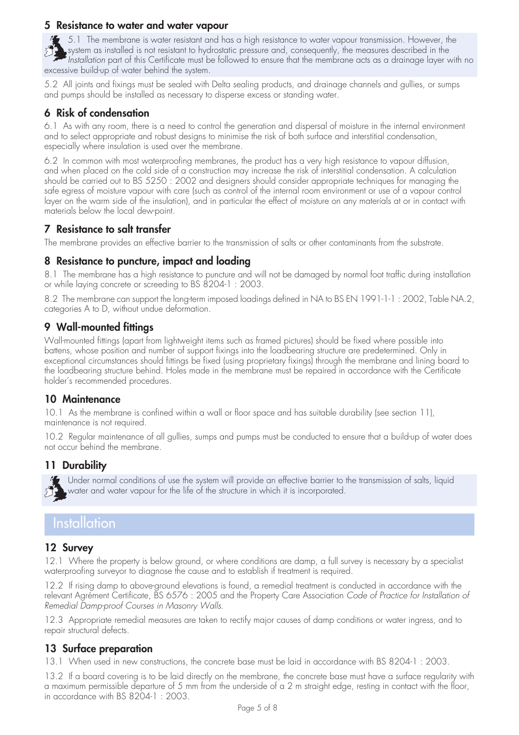## 5 Resistance to water and water vapour

5.1 The membrane is water resistant and has a high resistance to water vapour transmission. However, the system as installed is not resistant to hydrostatic pressure and, consequently, the measures described in the *Installation* part of this Certificate must be followed to ensure that the membrane acts as a drainage layer with no excessive build-up of water behind the system.

5.2 All joints and fixings must be sealed with Delta sealing products, and drainage channels and gullies, or sumps and pumps should be installed as necessary to disperse excess or standing water.

## 6 Risk of condensation

6.1 As with any room, there is a need to control the generation and dispersal of moisture in the internal environment and to select appropriate and robust designs to minimise the risk of both surface and interstitial condensation, especially where insulation is used over the membrane.

6.2 In common with most waterproofing membranes, the product has a very high resistance to vapour diffusion, and when placed on the cold side of a construction may increase the risk of interstitial condensation. A calculation should be carried out to BS 5250 : 2002 and designers should consider appropriate techniques for managing the safe egress of moisture vapour with care (such as control of the internal room environment or use of a vapour control layer on the warm side of the insulation), and in particular the effect of moisture on any materials at or in contact with materials below the local dew-point.

## 7 Resistance to salt transfer

The membrane provides an effective barrier to the transmission of salts or other contaminants from the substrate.

## 8 Resistance to puncture, impact and loading

8.1 The membrane has a high resistance to puncture and will not be damaged by normal foot traffic during installation or while laying concrete or screeding to BS 8204-1 : 2003.

8.2 The membrane can support the long-term imposed loadings defined in NA to BS EN 1991-1-1 : 2002, Table NA.2, categories A to D, without undue deformation.

## 9 Wall-mounted fittings

Wall-mounted fittings (apart from lightweight items such as framed pictures) should be fixed where possible into battens, whose position and number of support fixings into the loadbearing structure are predetermined. Only in exceptional circumstances should fittings be fixed (using proprietary fixings) through the membrane and lining board to the loadbearing structure behind. Holes made in the membrane must be repaired in accordance with the Certificate holder's recommended procedures.

## 10 Maintenance

10.1 As the membrane is confined within a wall or floor space and has suitable durability (see section 11), maintenance is not required.

10.2 Regular maintenance of all gullies, sumps and pumps must be conducted to ensure that a build-up of water does not occur behind the membrane.

## 11 Durability

Under normal conditions of use the system will provide an effective barrier to the transmission of salts, liquid water and water vapour for the life of the structure in which it is incorporated.

# Installation

## 12 Survey

12.1 Where the property is below ground, or where conditions are damp, a full survey is necessary by a specialist waterproofing surveyor to diagnose the cause and to establish if treatment is required.

12.2 If rising damp to above-ground elevations is found, a remedial treatment is conducted in accordance with the relevant Agrément Certificate, BS 6576 : 2005 and the Property Care Association *Code of Practice for Installation of Remedial Damp-proof Courses in Masonry Walls.*

12.3 Appropriate remedial measures are taken to rectify major causes of damp conditions or water ingress, and to repair structural defects.

## 13 Surface preparation

13.1 When used in new constructions, the concrete base must be laid in accordance with BS 8204-1 : 2003.

13.2 If a board covering is to be laid directly on the membrane, the concrete base must have a surface regularity with a maximum permissible departure of 5 mm from the underside of a 2 m straight edge, resting in contact with the floor, in accordance with BS 8204-1 : 2003.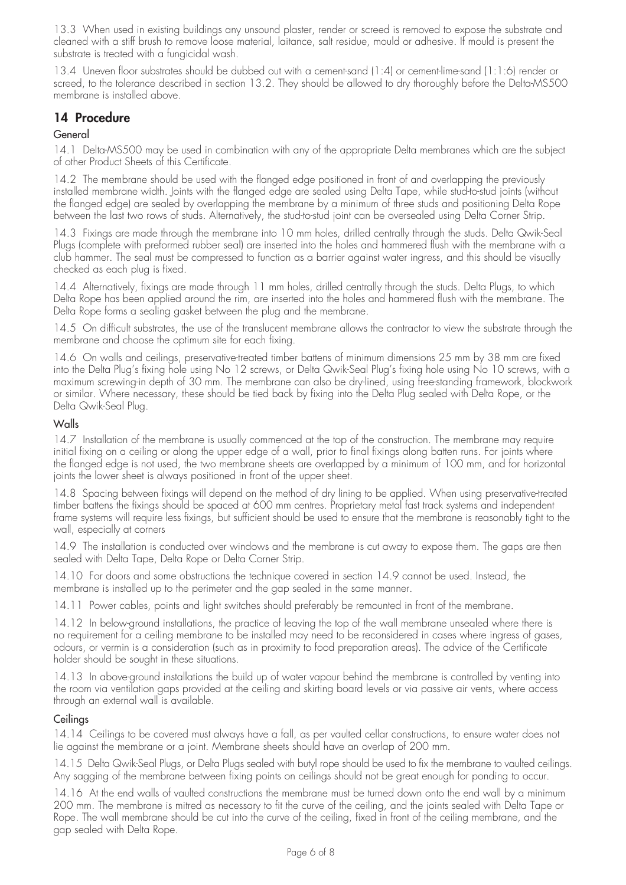13.3 When used in existing buildings any unsound plaster, render or screed is removed to expose the substrate and cleaned with a stiff brush to remove loose material, laitance, salt residue, mould or adhesive. If mould is present the substrate is treated with a fungicidal wash.

13.4 Uneven floor substrates should be dubbed out with a cement-sand (1:4) or cement-lime-sand (1:1:6) render or screed, to the tolerance described in section 13.2. They should be allowed to dry thoroughly before the Delta-MS500 membrane is installed above.

## 14 Procedure

### General

14.1 Delta-MS500 may be used in combination with any of the appropriate Delta membranes which are the subject of other Product Sheets of this Certificate.

14.2 The membrane should be used with the flanged edge positioned in front of and overlapping the previously installed membrane width. Joints with the flanged edge are sealed using Delta Tape, while stud-to-stud joints (without the flanged edge) are sealed by overlapping the membrane by a minimum of three studs and positioning Delta Rope between the last two rows of studs. Alternatively, the stud-to-stud joint can be oversealed using Delta Corner Strip.

14.3 Fixings are made through the membrane into 10 mm holes, drilled centrally through the studs. Delta Qwik-Seal Plugs (complete with preformed rubber seal) are inserted into the holes and hammered flush with the membrane with a club hammer. The seal must be compressed to function as a barrier against water ingress, and this should be visually checked as each plug is fixed.

14.4 Alternatively, fixings are made through 11 mm holes, drilled centrally through the studs. Delta Plugs, to which Delta Rope has been applied around the rim, are inserted into the holes and hammered flush with the membrane. The Delta Rope forms a sealing gasket between the plug and the membrane.

14.5 On difficult substrates, the use of the translucent membrane allows the contractor to view the substrate through the membrane and choose the optimum site for each fixing.

14.6 On walls and ceilings, preservative-treated timber battens of minimum dimensions 25 mm by 38 mm are fixed into the Delta Plug's fixing hole using No 12 screws, or Delta Qwik-Seal Plug's fixing hole using No 10 screws, with a maximum screwing-in depth of 30 mm. The membrane can also be dry-lined, using free-standing framework, blockwork or similar. Where necessary, these should be tied back by fixing into the Delta Plug sealed with Delta Rope, or the Delta Qwik-Seal Plug.

### Walls

14.7 Installation of the membrane is usually commenced at the top of the construction. The membrane may require initial fixing on a ceiling or along the upper edge of a wall, prior to final fixings along batten runs. For joints where the flanged edge is not used, the two membrane sheets are overlapped by a minimum of 100 mm, and for horizontal joints the lower sheet is always positioned in front of the upper sheet.

14.8 Spacing between fixings will depend on the method of dry lining to be applied. When using preservative-treated timber battens the fixings should be spaced at 600 mm centres. Proprietary metal fast track systems and independent frame systems will require less fixings, but sufficient should be used to ensure that the membrane is reasonably tight to the wall, especially at corners

14.9 The installation is conducted over windows and the membrane is cut away to expose them. The gaps are then sealed with Delta Tape, Delta Rope or Delta Corner Strip.

14.10 For doors and some obstructions the technique covered in section 14.9 cannot be used. Instead, the membrane is installed up to the perimeter and the gap sealed in the same manner.

14.11 Power cables, points and light switches should preferably be remounted in front of the membrane.

14.12 In below-ground installations, the practice of leaving the top of the wall membrane unsealed where there is no requirement for a ceiling membrane to be installed may need to be reconsidered in cases where ingress of gases, odours, or vermin is a consideration (such as in proximity to food preparation areas). The advice of the Certificate holder should be sought in these situations.

14.13 In above-ground installations the build up of water vapour behind the membrane is controlled by venting into the room via ventilation gaps provided at the ceiling and skirting board levels or via passive air vents, where access through an external wall is available.

### Ceilings

14.14 Ceilings to be covered must always have a fall, as per vaulted cellar constructions, to ensure water does not lie against the membrane or a joint. Membrane sheets should have an overlap of 200 mm.

14.15 Delta Qwik-Seal Plugs, or Delta Plugs sealed with butyl rope should be used to fix the membrane to vaulted ceilings. Any sagging of the membrane between fixing points on ceilings should not be great enough for ponding to occur.

14.16 At the end walls of vaulted constructions the membrane must be turned down onto the end wall by a minimum 200 mm. The membrane is mitred as necessary to fit the curve of the ceiling, and the joints sealed with Delta Tape or Rope. The wall membrane should be cut into the curve of the ceiling, fixed in front of the ceiling membrane, and the gap sealed with Delta Rope.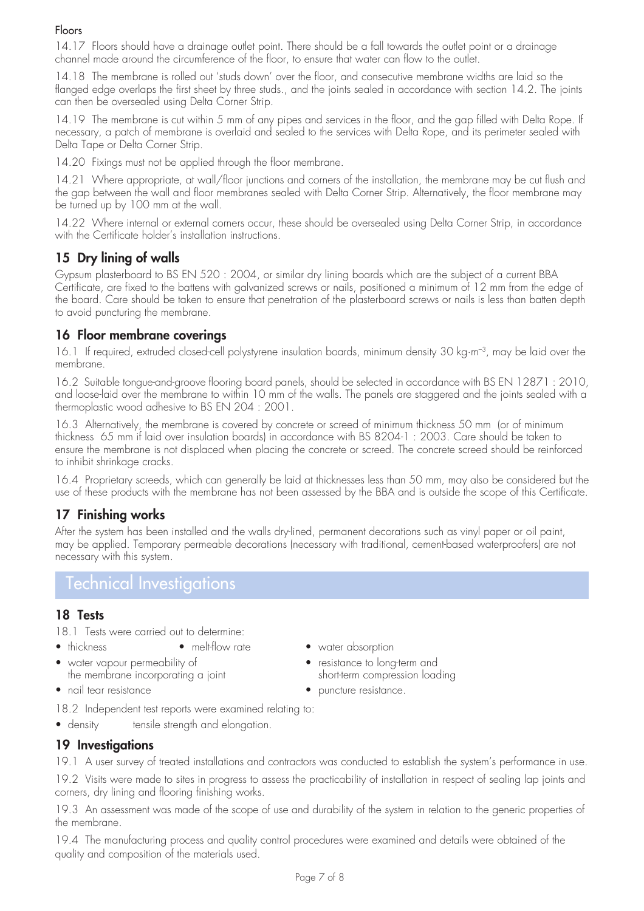### Floors

14.17 Floors should have a drainage outlet point. There should be a fall towards the outlet point or a drainage channel made around the circumference of the floor, to ensure that water can flow to the outlet.

14.18 The membrane is rolled out 'studs down' over the floor, and consecutive membrane widths are laid so the flanged edge overlaps the first sheet by three studs., and the joints sealed in accordance with section 14.2. The joints can then be oversealed using Delta Corner Strip.

14.19 The membrane is cut within 5 mm of any pipes and services in the floor, and the gap filled with Delta Rope. If necessary, a patch of membrane is overlaid and sealed to the services with Delta Rope, and its perimeter sealed with Delta Tape or Delta Corner Strip.

14.20 Fixings must not be applied through the floor membrane.

14.21 Where appropriate, at wall/floor junctions and corners of the installation, the membrane may be cut flush and the gap between the wall and floor membranes sealed with Delta Corner Strip. Alternatively, the floor membrane may be turned up by 100 mm at the wall.

14.22 Where internal or external corners occur, these should be oversealed using Delta Corner Strip, in accordance with the Certificate holder's installation instructions.

## 15 Dry lining of walls

Gypsum plasterboard to BS EN 520 : 2004, or similar dry lining boards which are the subject of a current BBA Certificate, are fixed to the battens with galvanized screws or nails, positioned a minimum of 12 mm from the edge of the board. Care should be taken to ensure that penetration of the plasterboard screws or nails is less than batten depth to avoid puncturing the membrane.

## 16 Floor membrane coverings

16.1 If required, extruded closed-cell polystyrene insulation boards, minimum density 30 kg·m$^{-3}$, may be laid over the membrane.

16.2 Suitable tongue-and-groove flooring board panels, should be selected in accordance with BS EN 12871 : 2010, and loose-laid over the membrane to within 10 mm of the walls. The panels are staggered and the joints sealed with a thermoplastic wood adhesive to BS EN 204 : 2001.

16.3 Alternatively, the membrane is covered by concrete or screed of minimum thickness 50 mm (or of minimum thickness 65 mm if laid over insulation boards) in accordance with BS 8204-1 : 2003. Care should be taken to ensure the membrane is not displaced when placing the concrete or screed. The concrete screed should be reinforced to inhibit shrinkage cracks.

16.4 Proprietary screeds, which can generally be laid at thicknesses less than 50 mm, may also be considered but the use of these products with the membrane has not been assessed by the BBA and is outside the scope of this Certificate.

## 17 Finishing works

After the system has been installed and the walls dry-lined, permanent decorations such as vinyl paper or oil paint, may be applied. Temporary permeable decorations (necessary with traditional, cement-based waterproofers) are not necessary with this system.

# Technical Investigations

## 18 Tests

18.1 Tests were carried out to determine:

- thickness
- melt-flow rate
- water absorption
- water vapour permeability of the membrane incorporating a joint
- resistance to long-term and short-term compression loading
- nail tear resistance
- puncture resistance.

18.2 Independent test reports were examined relating to:

- density
- tensile strength and elongation.

## 19 Investigations

19.1 A user survey of treated installations and contractors was conducted to establish the system's performance in use.

19.2 Visits were made to sites in progress to assess the practicability of installation in respect of sealing lap joints and corners, dry lining and flooring finishing works.

19.3 An assessment was made of the scope of use and durability of the system in relation to the generic properties of the membrane.

19.4 The manufacturing process and quality control procedures were examined and details were obtained of the quality and composition of the materials used.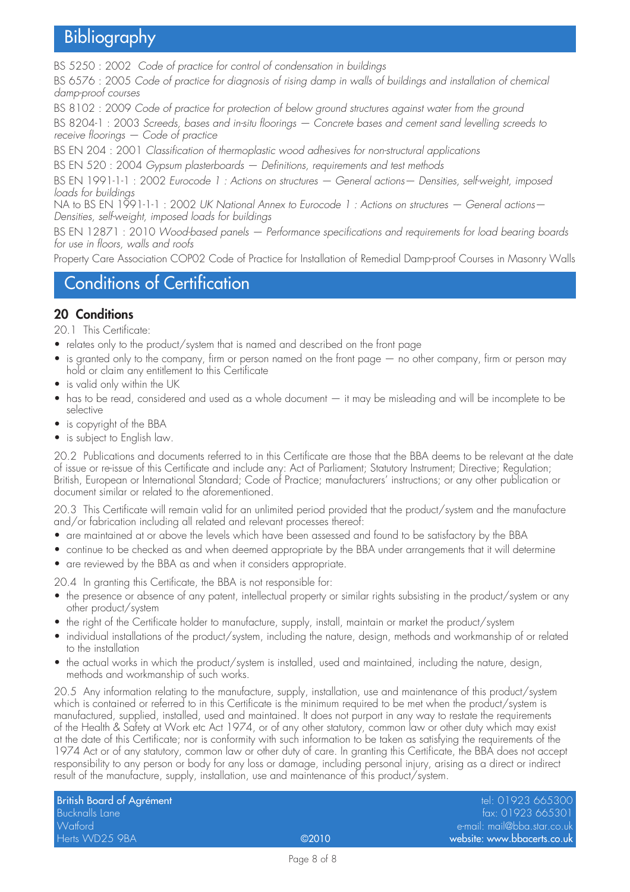# Bibliography

BS 5250 : 2002 *Code of practice for control of condensation in buildings*

BS 6576 : 2005 *Code of practice for diagnosis of rising damp in walls of buildings and installation of chemical damp-proof courses*

BS 8102 : 2009 *Code of practice for protection of below ground structures against water from the ground*

BS 8204-1 : 2003 *Screeds, bases and in-situ floorings — Concrete bases and cement sand levelling screeds to receive floorings — Code of practice*

BS EN 204 : 2001 *Classification of thermoplastic wood adhesives for non-structural applications*

BS EN 520 : 2004 *Gypsum plasterboards — Definitions, requirements and test methods*

BS EN 1991-1-1 : 2002 *Eurocode 1 : Actions on structures — General actions— Densities, self-weight, imposed loads for buildings*

NA to BS EN 1991-1-1 : 2002 *UK National Annex to Eurocode 1 : Actions on structures — General actions— Densities, self-weight, imposed loads for buildings*

BS EN 12871 : 2010 *Wood-based panels — Performance specifications and requirements for load bearing boards for use in floors, walls and roofs*

Property Care Association COP02 Code of Practice for Installation of Remedial Damp-proof Courses in Masonry Walls

# Conditions of Certification

## 20 Conditions

20.1 This Certificate:

- relates only to the product/system that is named and described on the front page
- is granted only to the company, firm or person named on the front page — no other company, firm or person may hold or claim any entitlement to this Certificate
- is valid only within the UK
- has to be read, considered and used as a whole document — it may be misleading and will be incomplete to be selective
- is copyright of the BBA
- is subject to English law.

20.2 Publications and documents referred to in this Certificate are those that the BBA deems to be relevant at the date of issue or re-issue of this Certificate and include any: Act of Parliament; Statutory Instrument; Directive; Regulation; British, European or International Standard; Code of Practice; manufacturers' instructions; or any other publication or document similar or related to the aforementioned.

20.3 This Certificate will remain valid for an unlimited period provided that the product/system and the manufacture and/or fabrication including all related and relevant processes thereof:

- are maintained at or above the levels which have been assessed and found to be satisfactory by the BBA
- continue to be checked as and when deemed appropriate by the BBA under arrangements that it will determine
- are reviewed by the BBA as and when it considers appropriate.

20.4 In granting this Certificate, the BBA is not responsible for:

- the presence or absence of any patent, intellectual property or similar rights subsisting in the product/system or any other product/system
- the right of the Certificate holder to manufacture, supply, install, maintain or market the product/system
- individual installations of the product/system, including the nature, design, methods and workmanship of or related to the installation
- the actual works in which the product/system is installed, used and maintained, including the nature, design, methods and workmanship of such works.

20.5 Any information relating to the manufacture, supply, installation, use and maintenance of this product/system which is contained or referred to in this Certificate is the minimum required to be met when the product/system is manufactured, supplied, installed, used and maintained. It does not purport in any way to restate the requirements of the Health & Safety at Work etc Act 1974, or of any other statutory, common law or other duty which may exist at the date of this Certificate; nor is conformity with such information to be taken as satisfying the requirements of the 1974 Act or of any statutory, common law or other duty of care. In granting this Certificate, the BBA does not accept responsibility to any person or body for any loss or damage, including personal injury, arising as a direct or indirect result of the manufacture, supply, installation, use and maintenance of this product/system.

**British Board of Agrément**
Bucknalls Lane
Watford
Herts WD25 9BA

©2010

tel: 01923 665300
fax: 01923 665301
e-mail: mail@bba.star.co.uk
**website: www.bbacerts.co.uk**